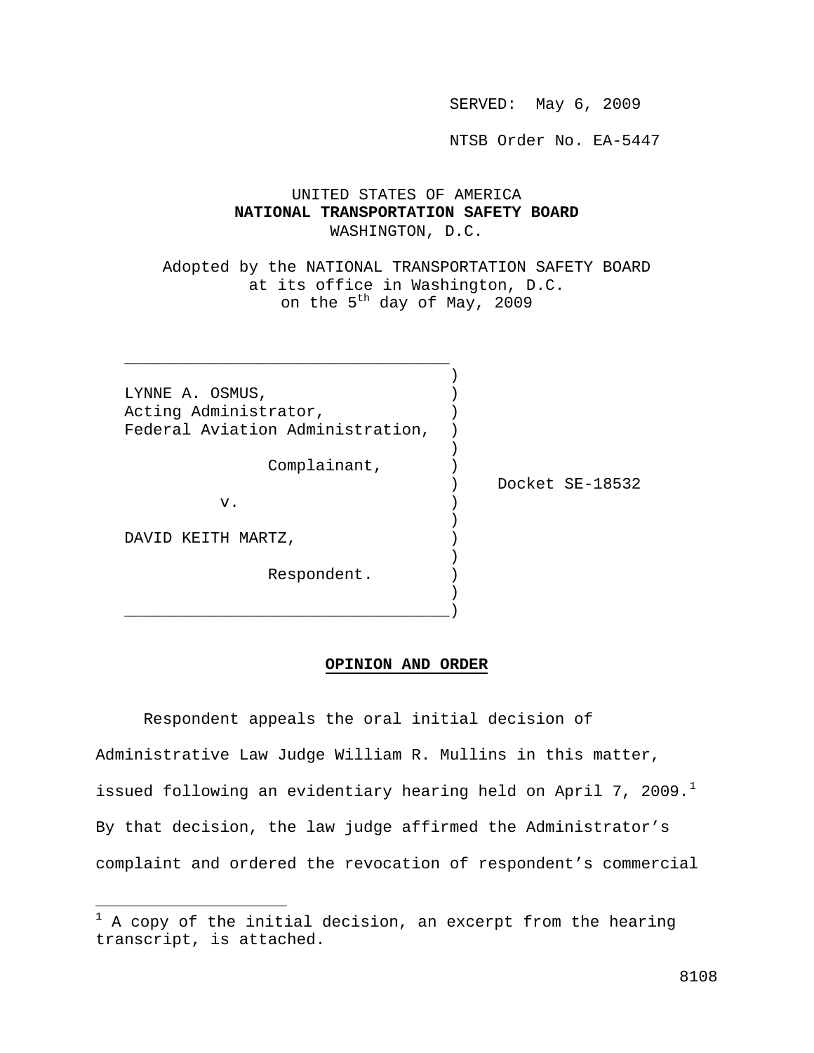SERVED: May 6, 2009

NTSB Order No. EA-5447

UNITED STATES OF AMERICA
**NATIONAL TRANSPORTATION SAFETY BOARD**
WASHINGTON, D.C.

Adopted by the NATIONAL TRANSPORTATION SAFETY BOARD
at its office in Washington, D.C.
on the 5th day of May, 2009

LYNNE A. OSMUS,
Acting Administrator,
Federal Aviation Administration,

Complainant,

v.

DAVID KEITH MARTZ,

Respondent.

Docket SE-18532

**OPINION AND ORDER**

Respondent appeals the oral initial decision of Administrative Law Judge William R. Mullins in this matter, issued following an evidentiary hearing held on April 7, 2009.[1] By that decision, the law judge affirmed the Administrator's complaint and ordered the revocation of respondent's commercial

[1] A copy of the initial decision, an excerpt from the hearing transcript, is attached.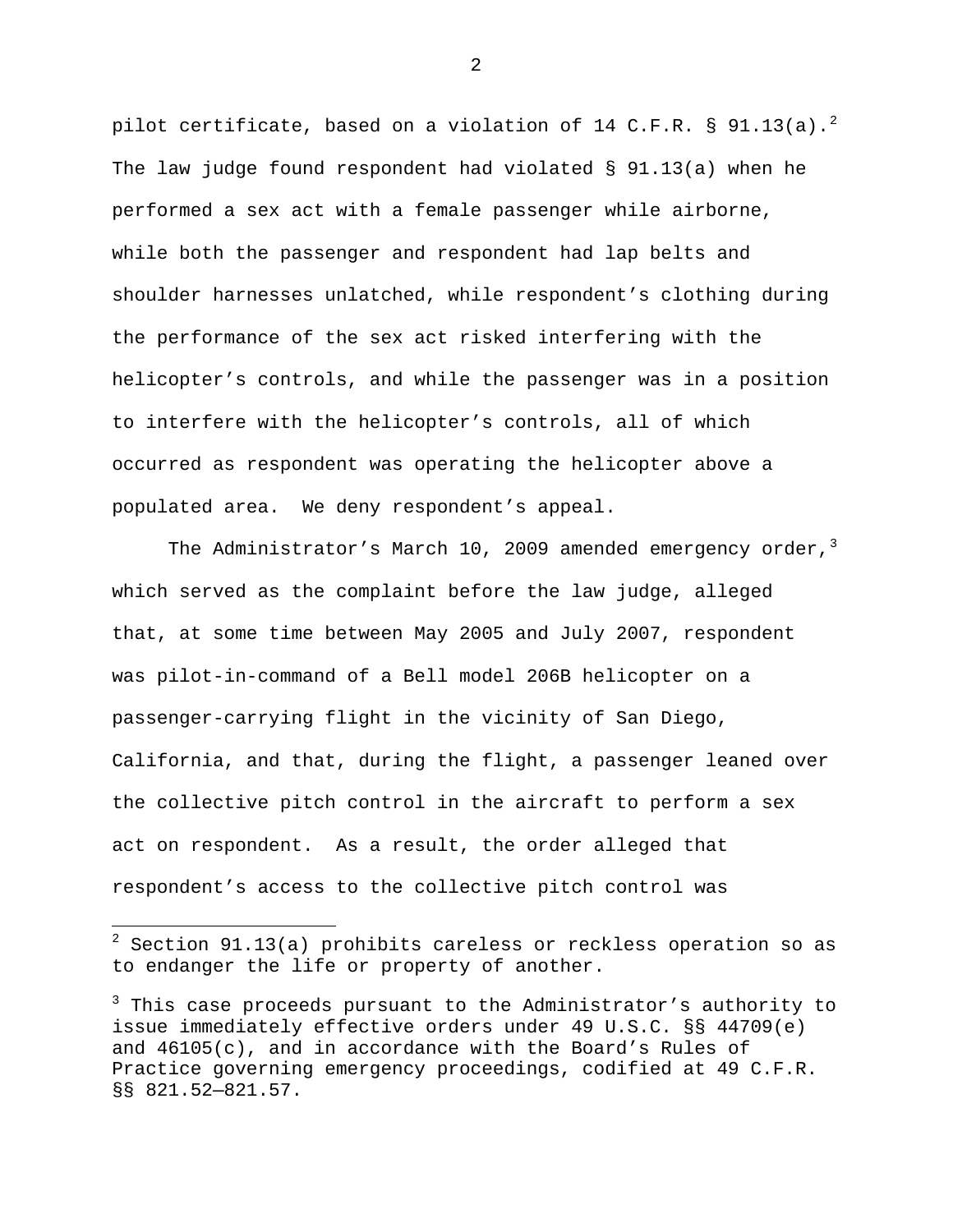pilot certificate, based on a violation of 14 C.F.R. § 91.13(a).[2] The law judge found respondent had violated § 91.13(a) when he performed a sex act with a female passenger while airborne, while both the passenger and respondent had lap belts and shoulder harnesses unlatched, while respondent's clothing during the performance of the sex act risked interfering with the helicopter's controls, and while the passenger was in a position to interfere with the helicopter's controls, all of which occurred as respondent was operating the helicopter above a populated area. We deny respondent's appeal.

The Administrator's March 10, 2009 amended emergency order,[3] which served as the complaint before the law judge, alleged that, at some time between May 2005 and July 2007, respondent was pilot-in-command of a Bell model 206B helicopter on a passenger-carrying flight in the vicinity of San Diego, California, and that, during the flight, a passenger leaned over the collective pitch control in the aircraft to perform a sex act on respondent. As a result, the order alleged that respondent's access to the collective pitch control was

---

[2] Section 91.13(a) prohibits careless or reckless operation so as to endanger the life or property of another.

[3] This case proceeds pursuant to the Administrator's authority to issue immediately effective orders under 49 U.S.C. §§ 44709(e) and 46105(c), and in accordance with the Board's Rules of Practice governing emergency proceedings, codified at 49 C.F.R. §§ 821.52—821.57.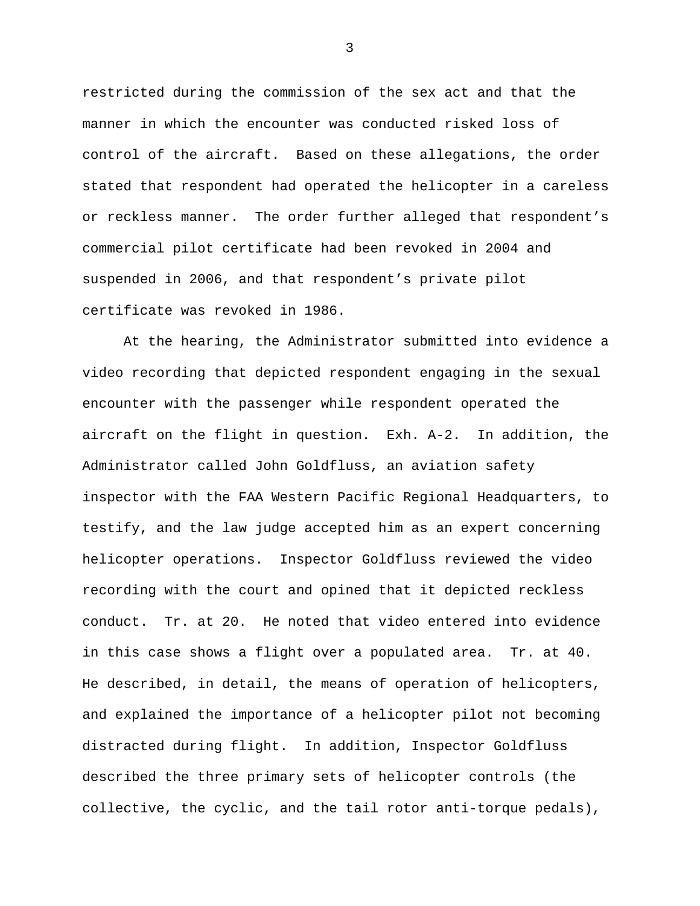restricted during the commission of the sex act and that the manner in which the encounter was conducted risked loss of control of the aircraft. Based on these allegations, the order stated that respondent had operated the helicopter in a careless or reckless manner. The order further alleged that respondent's commercial pilot certificate had been revoked in 2004 and suspended in 2006, and that respondent's private pilot certificate was revoked in 1986.

At the hearing, the Administrator submitted into evidence a video recording that depicted respondent engaging in the sexual encounter with the passenger while respondent operated the aircraft on the flight in question. Exh. A-2. In addition, the Administrator called John Goldfluss, an aviation safety inspector with the FAA Western Pacific Regional Headquarters, to testify, and the law judge accepted him as an expert concerning helicopter operations. Inspector Goldfluss reviewed the video recording with the court and opined that it depicted reckless conduct. Tr. at 20. He noted that video entered into evidence in this case shows a flight over a populated area. Tr. at 40. He described, in detail, the means of operation of helicopters, and explained the importance of a helicopter pilot not becoming distracted during flight. In addition, Inspector Goldfluss described the three primary sets of helicopter controls (the collective, the cyclic, and the tail rotor anti-torque pedals),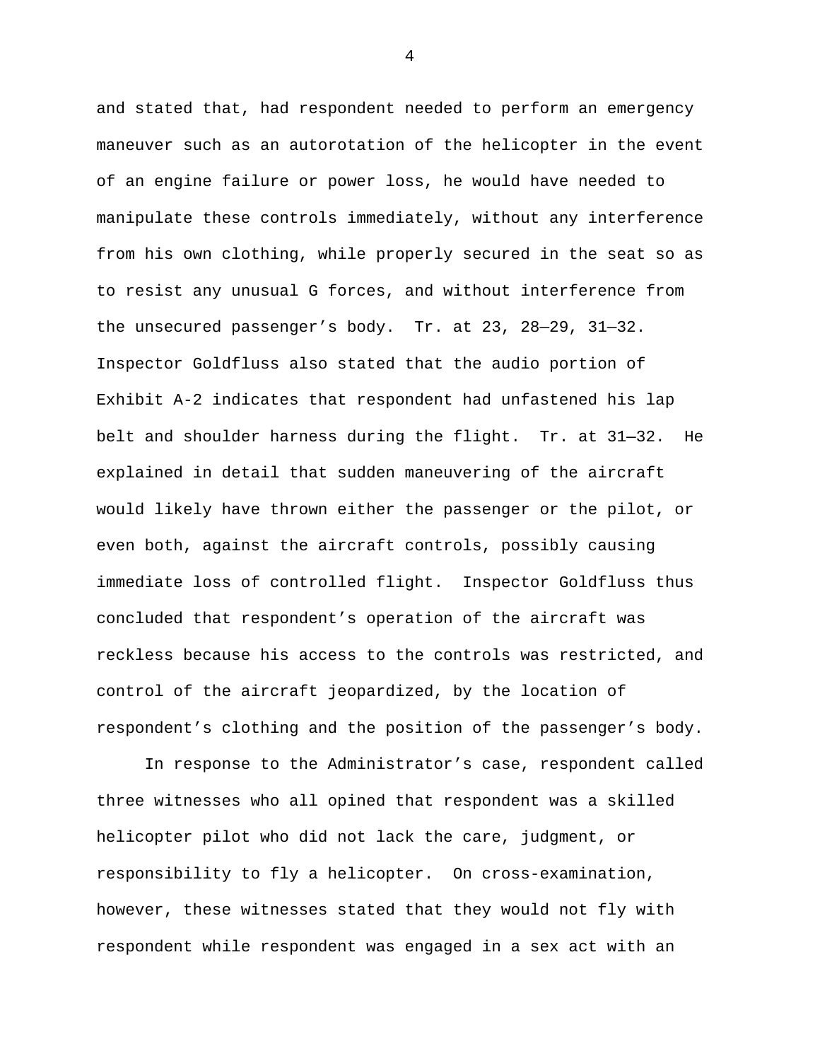and stated that, had respondent needed to perform an emergency maneuver such as an autorotation of the helicopter in the event of an engine failure or power loss, he would have needed to manipulate these controls immediately, without any interference from his own clothing, while properly secured in the seat so as to resist any unusual G forces, and without interference from the unsecured passenger's body. Tr. at 23, 28—29, 31—32. Inspector Goldfluss also stated that the audio portion of Exhibit A-2 indicates that respondent had unfastened his lap belt and shoulder harness during the flight. Tr. at 31—32. He explained in detail that sudden maneuvering of the aircraft would likely have thrown either the passenger or the pilot, or even both, against the aircraft controls, possibly causing immediate loss of controlled flight. Inspector Goldfluss thus concluded that respondent's operation of the aircraft was reckless because his access to the controls was restricted, and control of the aircraft jeopardized, by the location of respondent's clothing and the position of the passenger's body.

In response to the Administrator's case, respondent called three witnesses who all opined that respondent was a skilled helicopter pilot who did not lack the care, judgment, or responsibility to fly a helicopter. On cross-examination, however, these witnesses stated that they would not fly with respondent while respondent was engaged in a sex act with an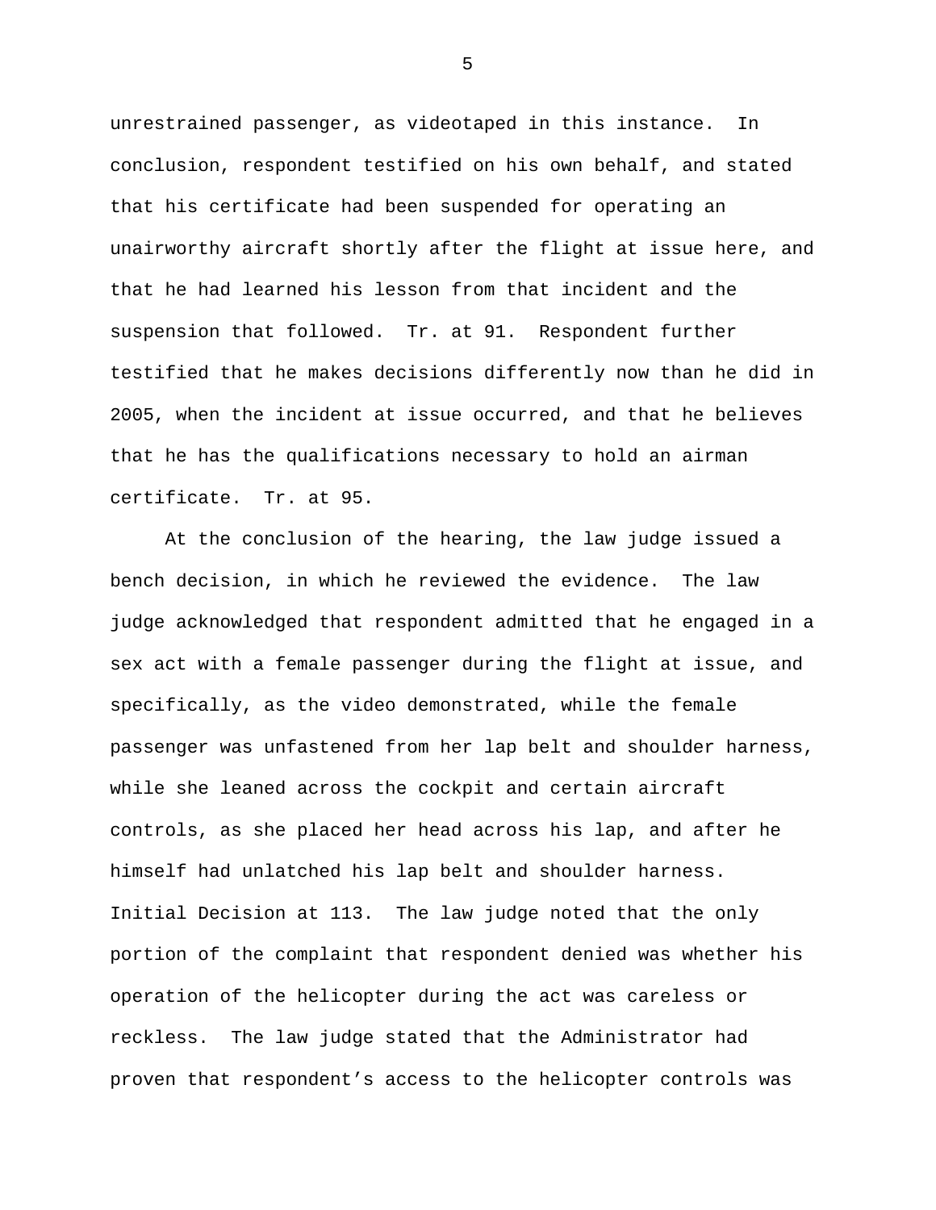unrestrained passenger, as videotaped in this instance. In conclusion, respondent testified on his own behalf, and stated that his certificate had been suspended for operating an unairworthy aircraft shortly after the flight at issue here, and that he had learned his lesson from that incident and the suspension that followed. Tr. at 91. Respondent further testified that he makes decisions differently now than he did in 2005, when the incident at issue occurred, and that he believes that he has the qualifications necessary to hold an airman certificate. Tr. at 95.

At the conclusion of the hearing, the law judge issued a bench decision, in which he reviewed the evidence. The law judge acknowledged that respondent admitted that he engaged in a sex act with a female passenger during the flight at issue, and specifically, as the video demonstrated, while the female passenger was unfastened from her lap belt and shoulder harness, while she leaned across the cockpit and certain aircraft controls, as she placed her head across his lap, and after he himself had unlatched his lap belt and shoulder harness. Initial Decision at 113. The law judge noted that the only portion of the complaint that respondent denied was whether his operation of the helicopter during the act was careless or reckless. The law judge stated that the Administrator had proven that respondent's access to the helicopter controls was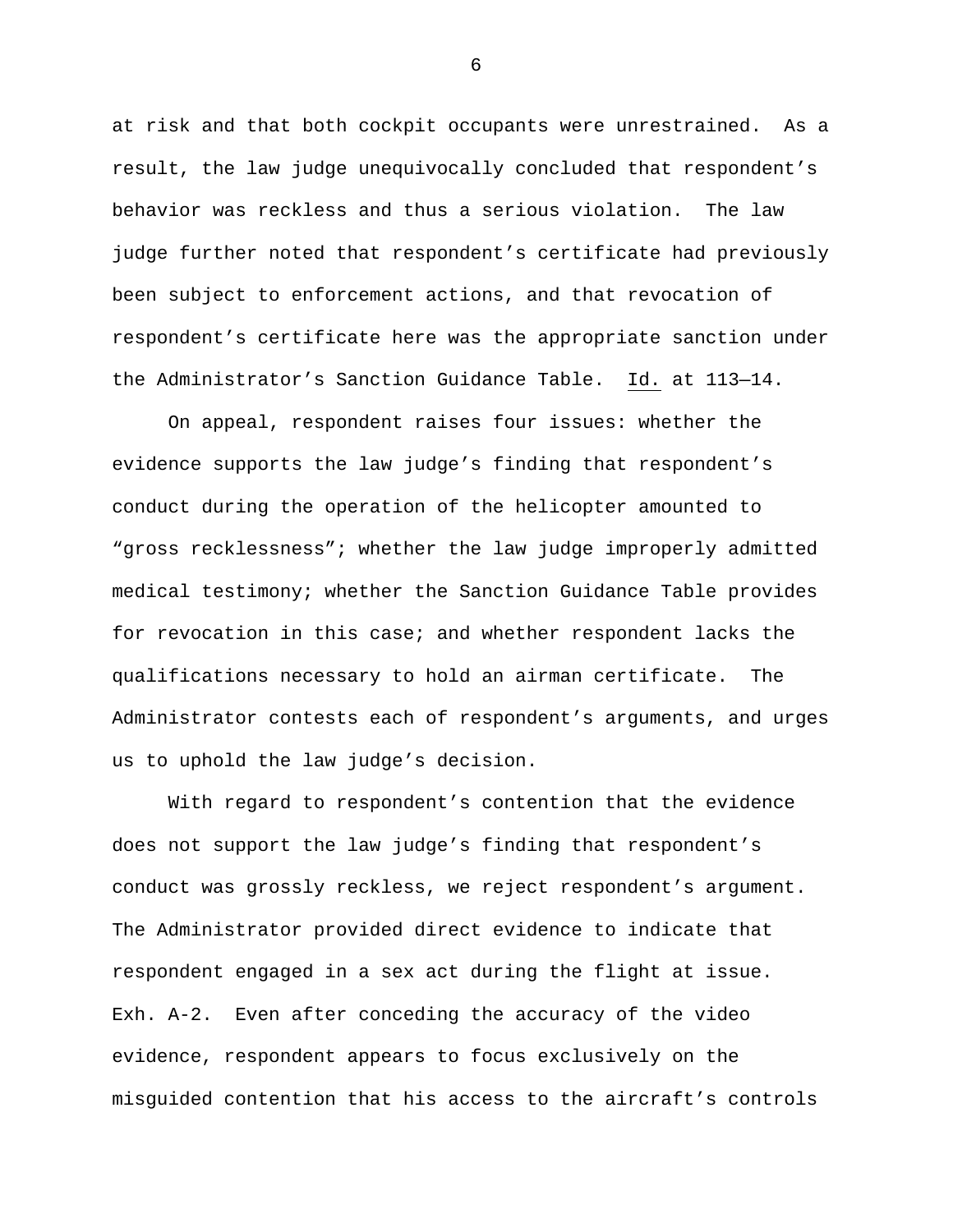at risk and that both cockpit occupants were unrestrained. As a result, the law judge unequivocally concluded that respondent's behavior was reckless and thus a serious violation. The law judge further noted that respondent's certificate had previously been subject to enforcement actions, and that revocation of respondent's certificate here was the appropriate sanction under the Administrator's Sanction Guidance Table. Id. at 113–14.

On appeal, respondent raises four issues: whether the evidence supports the law judge's finding that respondent's conduct during the operation of the helicopter amounted to "gross recklessness"; whether the law judge improperly admitted medical testimony; whether the Sanction Guidance Table provides for revocation in this case; and whether respondent lacks the qualifications necessary to hold an airman certificate. The Administrator contests each of respondent's arguments, and urges us to uphold the law judge's decision.

With regard to respondent's contention that the evidence does not support the law judge's finding that respondent's conduct was grossly reckless, we reject respondent's argument. The Administrator provided direct evidence to indicate that respondent engaged in a sex act during the flight at issue. Exh. A-2. Even after conceding the accuracy of the video evidence, respondent appears to focus exclusively on the misguided contention that his access to the aircraft's controls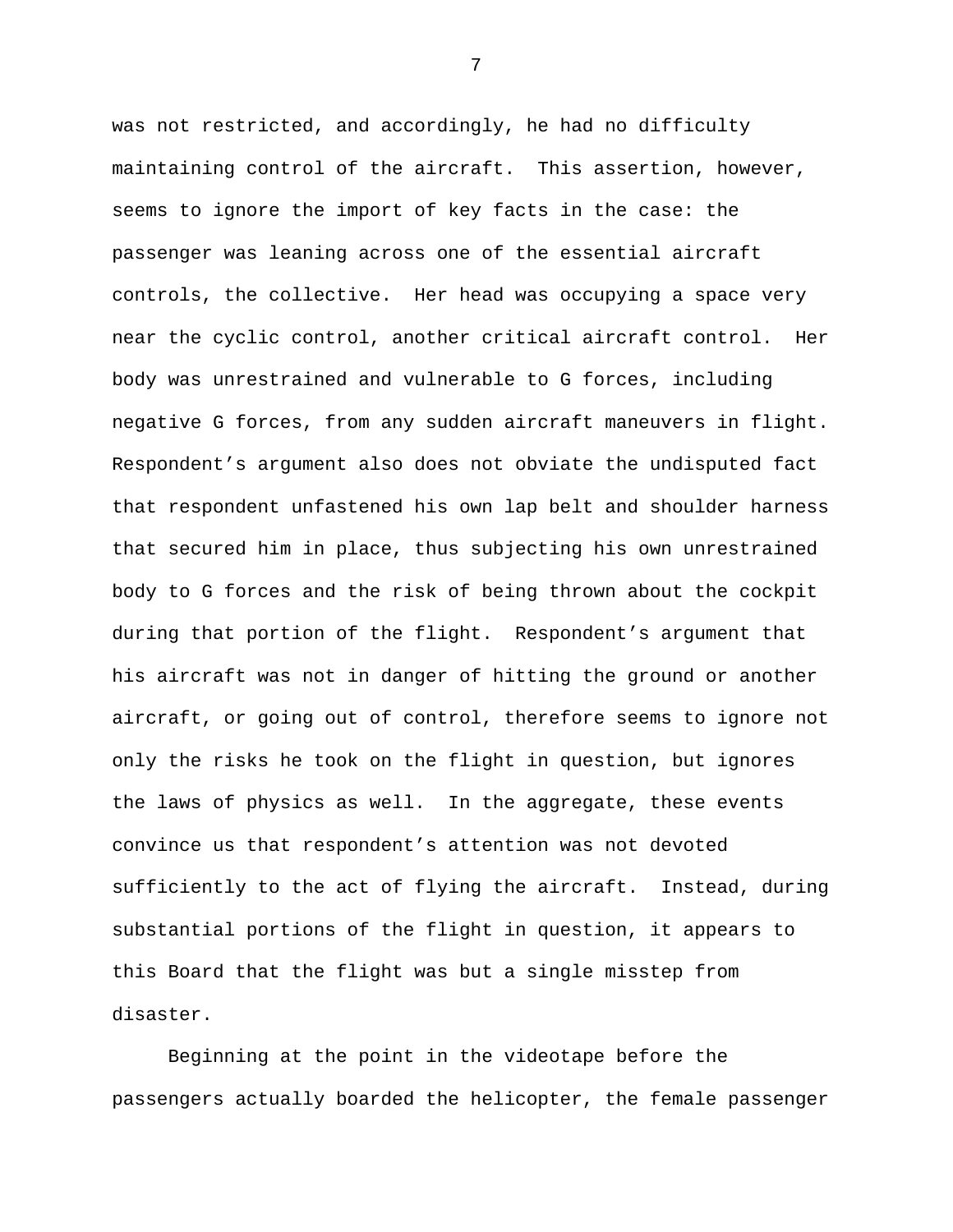was not restricted, and accordingly, he had no difficulty maintaining control of the aircraft. This assertion, however, seems to ignore the import of key facts in the case: the passenger was leaning across one of the essential aircraft controls, the collective. Her head was occupying a space very near the cyclic control, another critical aircraft control. Her body was unrestrained and vulnerable to G forces, including negative G forces, from any sudden aircraft maneuvers in flight. Respondent's argument also does not obviate the undisputed fact that respondent unfastened his own lap belt and shoulder harness that secured him in place, thus subjecting his own unrestrained body to G forces and the risk of being thrown about the cockpit during that portion of the flight. Respondent's argument that his aircraft was not in danger of hitting the ground or another aircraft, or going out of control, therefore seems to ignore not only the risks he took on the flight in question, but ignores the laws of physics as well. In the aggregate, these events convince us that respondent's attention was not devoted sufficiently to the act of flying the aircraft. Instead, during substantial portions of the flight in question, it appears to this Board that the flight was but a single misstep from disaster.

Beginning at the point in the videotape before the passengers actually boarded the helicopter, the female passenger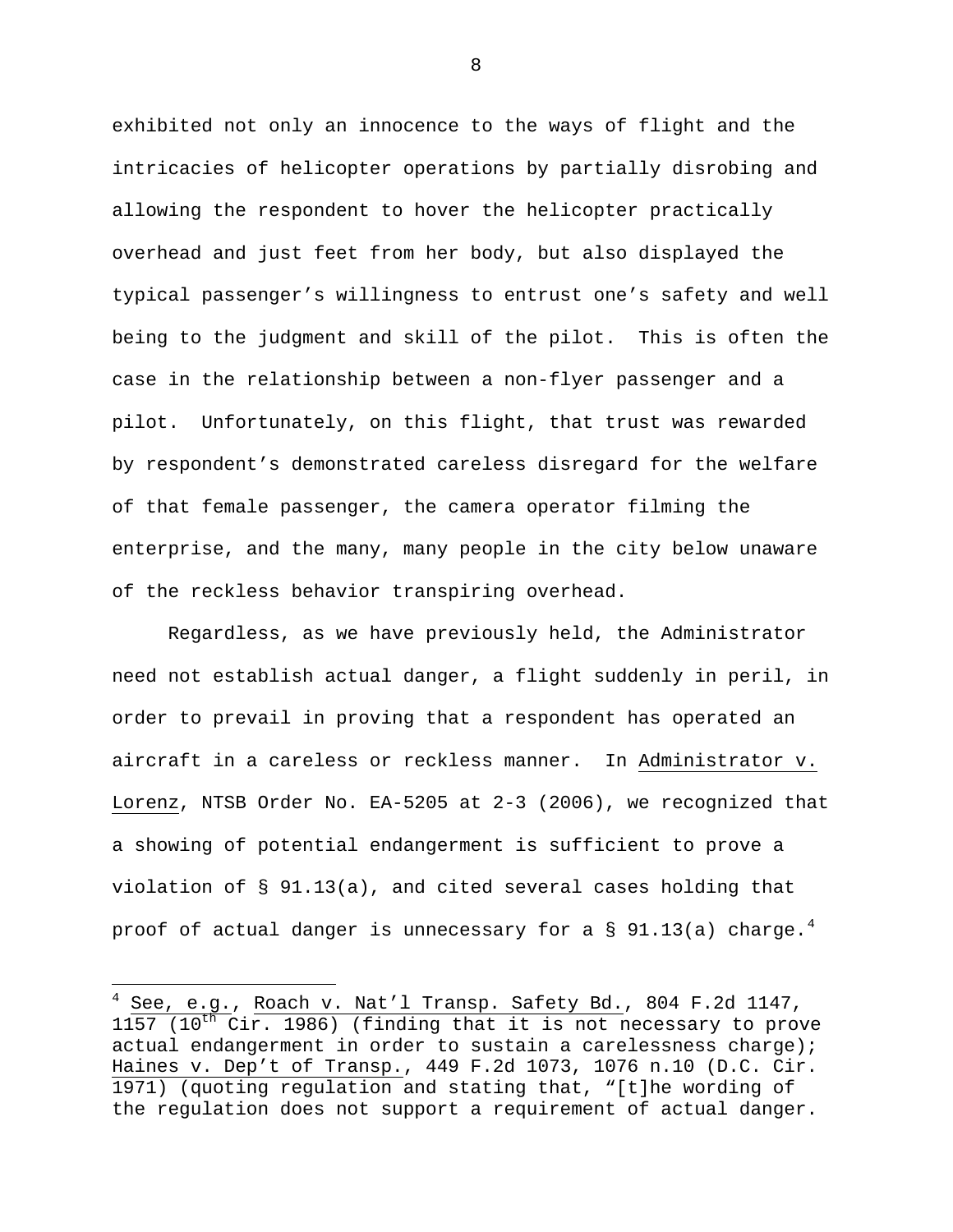exhibited not only an innocence to the ways of flight and the intricacies of helicopter operations by partially disrobing and allowing the respondent to hover the helicopter practically overhead and just feet from her body, but also displayed the typical passenger's willingness to entrust one's safety and well being to the judgment and skill of the pilot. This is often the case in the relationship between a non-flyer passenger and a pilot. Unfortunately, on this flight, that trust was rewarded by respondent's demonstrated careless disregard for the welfare of that female passenger, the camera operator filming the enterprise, and the many, many people in the city below unaware of the reckless behavior transpiring overhead.

Regardless, as we have previously held, the Administrator need not establish actual danger, a flight suddenly in peril, in order to prevail in proving that a respondent has operated an aircraft in a careless or reckless manner. In Administrator v. Lorenz, NTSB Order No. EA-5205 at 2-3 (2006), we recognized that a showing of potential endangerment is sufficient to prove a violation of § 91.13(a), and cited several cases holding that proof of actual danger is unnecessary for a § 91.13(a) charge.[4]

---

[4] See, e.g., Roach v. Nat'l Transp. Safety Bd., 804 F.2d 1147, 1157 (10th Cir. 1986) (finding that it is not necessary to prove actual endangerment in order to sustain a carelessness charge); Haines v. Dep't of Transp., 449 F.2d 1073, 1076 n.10 (D.C. Cir. 1971) (quoting regulation and stating that, "[t]he wording of the regulation does not support a requirement of actual danger.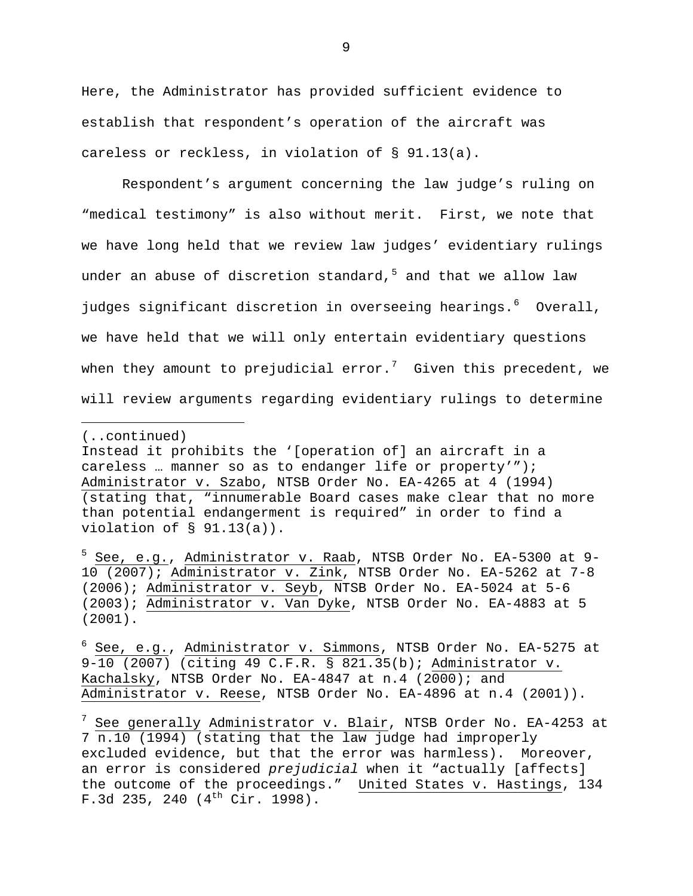Here, the Administrator has provided sufficient evidence to establish that respondent's operation of the aircraft was careless or reckless, in violation of § 91.13(a).

Respondent's argument concerning the law judge's ruling on "medical testimony" is also without merit. First, we note that we have long held that we review law judges' evidentiary rulings under an abuse of discretion standard,[5] and that we allow law judges significant discretion in overseeing hearings.[6] Overall, we have held that we will only entertain evidentiary questions when they amount to prejudicial error.[7] Given this precedent, we will review arguments regarding evidentiary rulings to determine

---

(..continued)
Instead it prohibits the '[operation of] an aircraft in a careless … manner so as to endanger life or property'"); Administrator v. Szabo, NTSB Order No. EA-4265 at 4 (1994) (stating that, "innumerable Board cases make clear that no more than potential endangerment is required" in order to find a violation of § 91.13(a)).

[5] See, e.g., Administrator v. Raab, NTSB Order No. EA-5300 at 9-10 (2007); Administrator v. Zink, NTSB Order No. EA-5262 at 7-8 (2006); Administrator v. Seyb, NTSB Order No. EA-5024 at 5-6 (2003); Administrator v. Van Dyke, NTSB Order No. EA-4883 at 5 (2001).

[6] See, e.g., Administrator v. Simmons, NTSB Order No. EA-5275 at 9-10 (2007) (citing 49 C.F.R. § 821.35(b); Administrator v. Kachalsky, NTSB Order No. EA-4847 at n.4 (2000); and Administrator v. Reese, NTSB Order No. EA-4896 at n.4 (2001)).

[7] See generally Administrator v. Blair, NTSB Order No. EA-4253 at 7 n.10 (1994) (stating that the law judge had improperly excluded evidence, but that the error was harmless). Moreover, an error is considered *prejudicial* when it "actually [affects] the outcome of the proceedings." United States v. Hastings, 134 F.3d 235, 240 (4th Cir. 1998).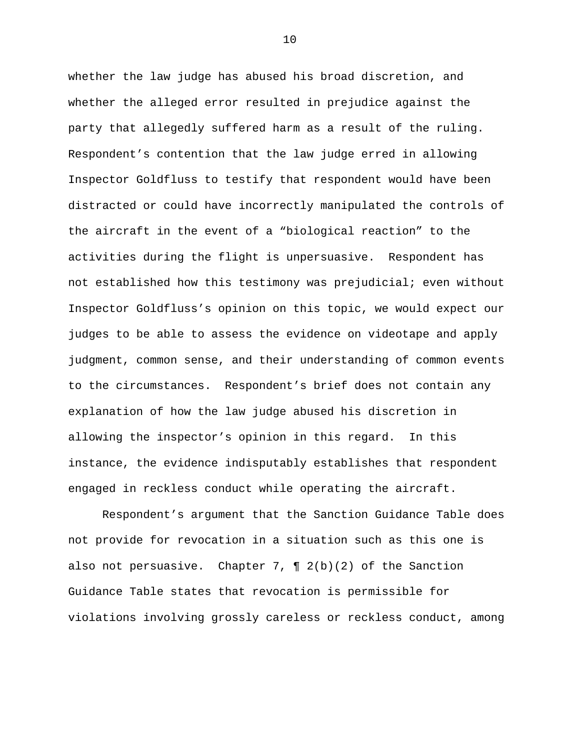whether the law judge has abused his broad discretion, and whether the alleged error resulted in prejudice against the party that allegedly suffered harm as a result of the ruling. Respondent's contention that the law judge erred in allowing Inspector Goldfluss to testify that respondent would have been distracted or could have incorrectly manipulated the controls of the aircraft in the event of a "biological reaction" to the activities during the flight is unpersuasive. Respondent has not established how this testimony was prejudicial; even without Inspector Goldfluss's opinion on this topic, we would expect our judges to be able to assess the evidence on videotape and apply judgment, common sense, and their understanding of common events to the circumstances. Respondent's brief does not contain any explanation of how the law judge abused his discretion in allowing the inspector's opinion in this regard. In this instance, the evidence indisputably establishes that respondent engaged in reckless conduct while operating the aircraft.

Respondent's argument that the Sanction Guidance Table does not provide for revocation in a situation such as this one is also not persuasive. Chapter 7, ¶ 2(b)(2) of the Sanction Guidance Table states that revocation is permissible for violations involving grossly careless or reckless conduct, among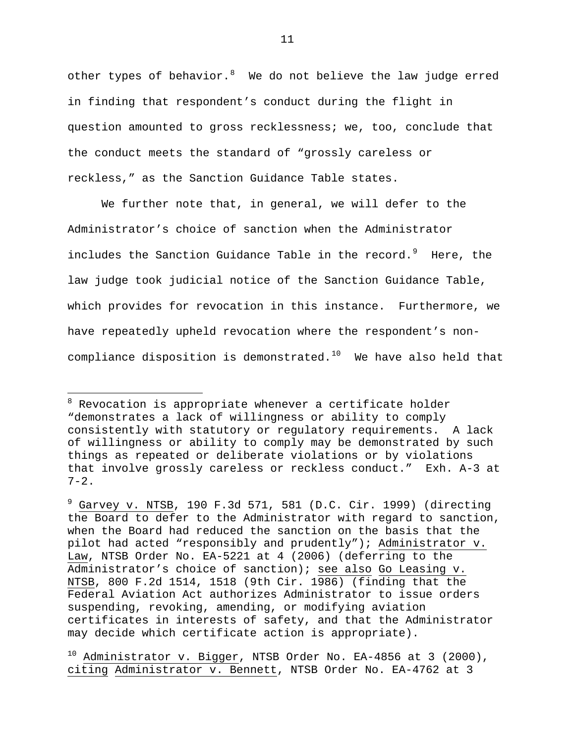other types of behavior.[8] We do not believe the law judge erred in finding that respondent's conduct during the flight in question amounted to gross recklessness; we, too, conclude that the conduct meets the standard of "grossly careless or reckless," as the Sanction Guidance Table states.

We further note that, in general, we will defer to the Administrator's choice of sanction when the Administrator includes the Sanction Guidance Table in the record.[9] Here, the law judge took judicial notice of the Sanction Guidance Table, which provides for revocation in this instance. Furthermore, we have repeatedly upheld revocation where the respondent's non-compliance disposition is demonstrated.[10] We have also held that

---

[8] Revocation is appropriate whenever a certificate holder "demonstrates a lack of willingness or ability to comply consistently with statutory or regulatory requirements. A lack of willingness or ability to comply may be demonstrated by such things as repeated or deliberate violations or by violations that involve grossly careless or reckless conduct." Exh. A-3 at 7-2.

[9] Garvey v. NTSB, 190 F.3d 571, 581 (D.C. Cir. 1999) (directing the Board to defer to the Administrator with regard to sanction, when the Board had reduced the sanction on the basis that the pilot had acted "responsibly and prudently"); Administrator v. Law, NTSB Order No. EA-5221 at 4 (2006) (deferring to the Administrator's choice of sanction); see also Go Leasing v. NTSB, 800 F.2d 1514, 1518 (9th Cir. 1986) (finding that the Federal Aviation Act authorizes Administrator to issue orders suspending, revoking, amending, or modifying aviation certificates in interests of safety, and that the Administrator may decide which certificate action is appropriate).

[10] Administrator v. Bigger, NTSB Order No. EA-4856 at 3 (2000), citing Administrator v. Bennett, NTSB Order No. EA-4762 at 3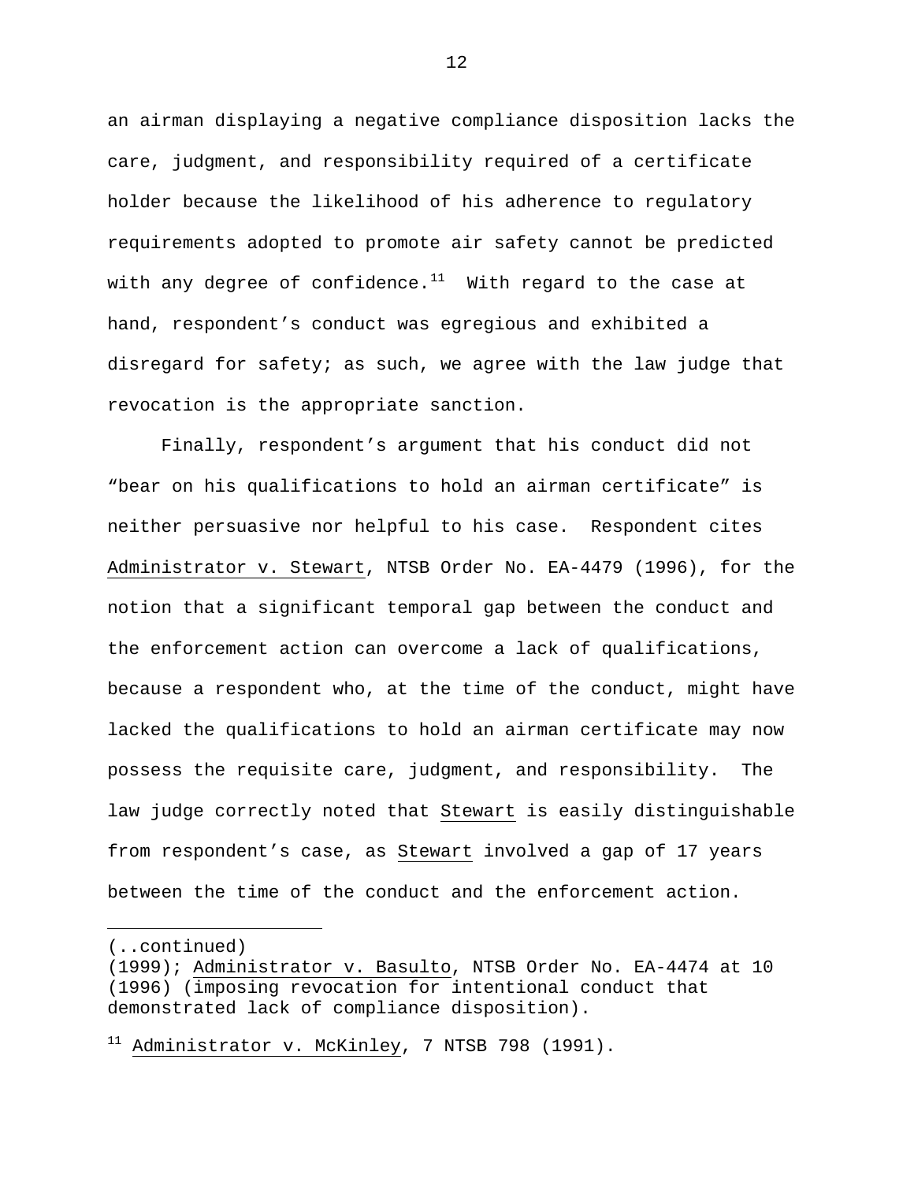an airman displaying a negative compliance disposition lacks the care, judgment, and responsibility required of a certificate holder because the likelihood of his adherence to regulatory requirements adopted to promote air safety cannot be predicted with any degree of confidence.[11] With regard to the case at hand, respondent's conduct was egregious and exhibited a disregard for safety; as such, we agree with the law judge that revocation is the appropriate sanction.

Finally, respondent's argument that his conduct did not "bear on his qualifications to hold an airman certificate" is neither persuasive nor helpful to his case. Respondent cites Administrator v. Stewart, NTSB Order No. EA-4479 (1996), for the notion that a significant temporal gap between the conduct and the enforcement action can overcome a lack of qualifications, because a respondent who, at the time of the conduct, might have lacked the qualifications to hold an airman certificate may now possess the requisite care, judgment, and responsibility. The law judge correctly noted that Stewart is easily distinguishable from respondent's case, as Stewart involved a gap of 17 years between the time of the conduct and the enforcement action.

---

(..continued)
(1999); Administrator v. Basulto, NTSB Order No. EA-4474 at 10 (1996) (imposing revocation for intentional conduct that demonstrated lack of compliance disposition).

[11] Administrator v. McKinley, 7 NTSB 798 (1991).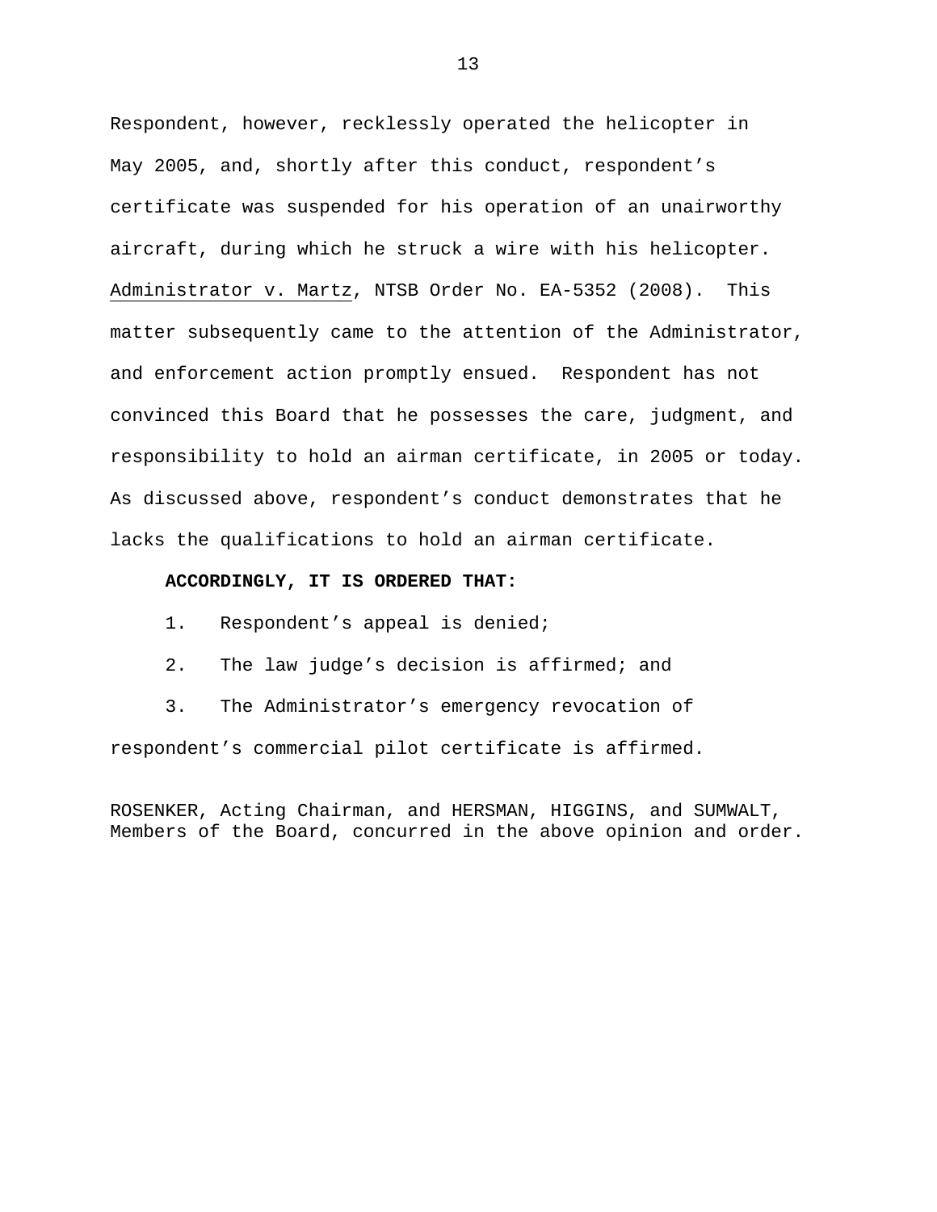Respondent, however, recklessly operated the helicopter in May 2005, and, shortly after this conduct, respondent's certificate was suspended for his operation of an unairworthy aircraft, during which he struck a wire with his helicopter. Administrator v. Martz, NTSB Order No. EA-5352 (2008). This matter subsequently came to the attention of the Administrator, and enforcement action promptly ensued. Respondent has not convinced this Board that he possesses the care, judgment, and responsibility to hold an airman certificate, in 2005 or today. As discussed above, respondent's conduct demonstrates that he lacks the qualifications to hold an airman certificate.

**ACCORDINGLY, IT IS ORDERED THAT:**

1. Respondent's appeal is denied;

2. The law judge's decision is affirmed; and

3. The Administrator's emergency revocation of respondent's commercial pilot certificate is affirmed.

ROSENKER, Acting Chairman, and HERSMAN, HIGGINS, and SUMWALT, Members of the Board, concurred in the above opinion and order.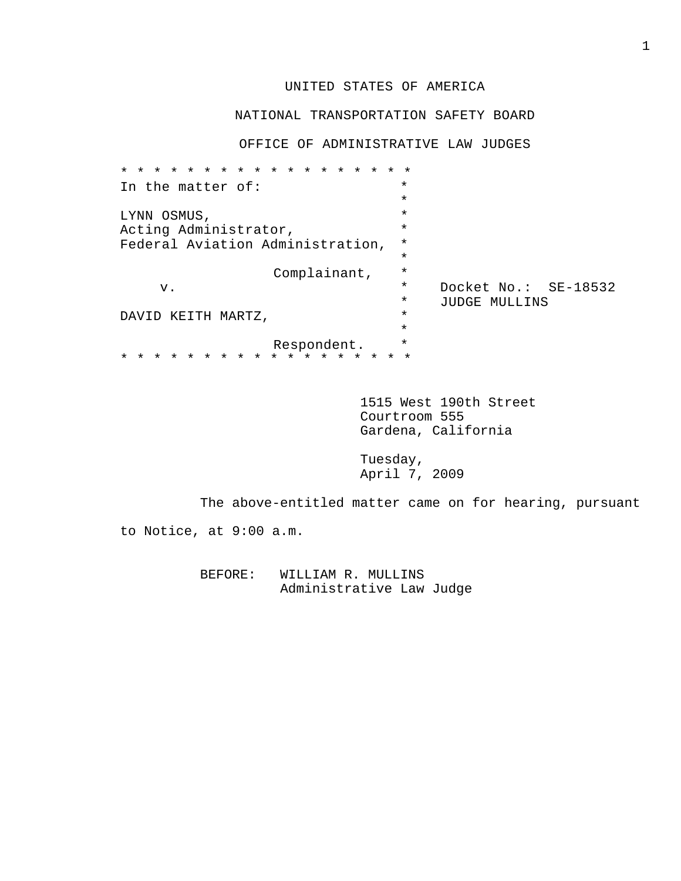UNITED STATES OF AMERICA

NATIONAL TRANSPORTATION SAFETY BOARD

OFFICE OF ADMINISTRATIVE LAW JUDGES

```
* * * * * * * * * * * * * * * * * * *
In the matter of:                   *
                                    *
LYNN OSMUS,                         *
Acting Administrator,               *
Federal Aviation Administration,    *
                                    *
                 Complainant,       *
    v.                              *    Docket No.:  SE-18532
                                    *    JUDGE MULLINS
DAVID KEITH MARTZ,                  *
                                    *
                 Respondent.        *
* * * * * * * * * * * * * * * * * * *
```

1515 West 190th Street
Courtroom 555
Gardena, California

Tuesday,
April 7, 2009

The above-entitled matter came on for hearing, pursuant to Notice, at 9:00 a.m.

BEFORE: WILLIAM R. MULLINS
Administrative Law Judge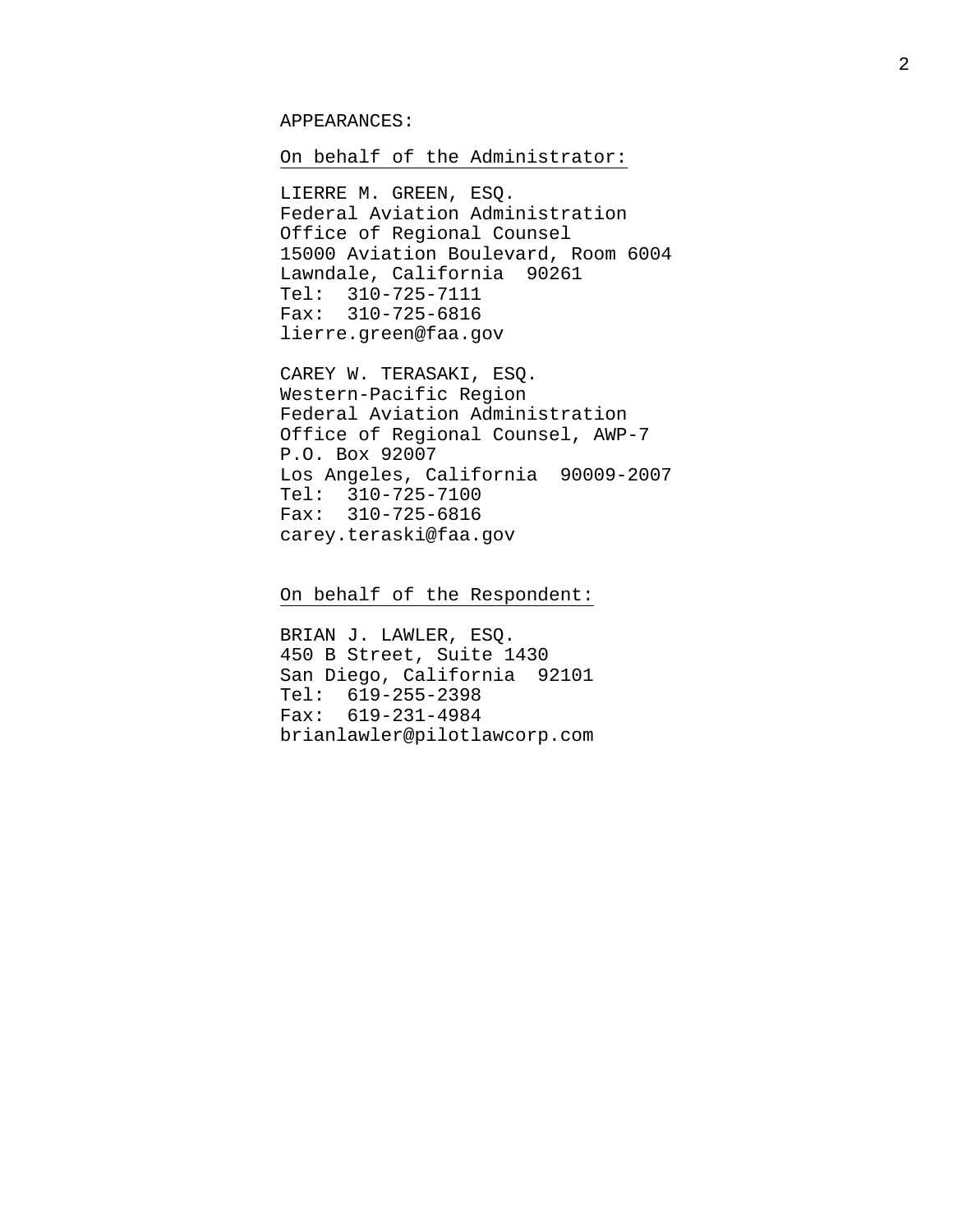APPEARANCES:

On behalf of the Administrator:

LIERRE M. GREEN, ESQ.
Federal Aviation Administration
Office of Regional Counsel
15000 Aviation Boulevard, Room 6004
Lawndale, California  90261
Tel:  310-725-7111
Fax:  310-725-6816
lierre.green@faa.gov

CAREY W. TERASAKI, ESQ.
Western-Pacific Region
Federal Aviation Administration
Office of Regional Counsel, AWP-7
P.O. Box 92007
Los Angeles, California  90009-2007
Tel:  310-725-7100
Fax:  310-725-6816
carey.teraski@faa.gov

On behalf of the Respondent:

BRIAN J. LAWLER, ESQ.
450 B Street, Suite 1430
San Diego, California  92101
Tel:  619-255-2398
Fax:  619-231-4984
brianlawler@pilotlawcorp.com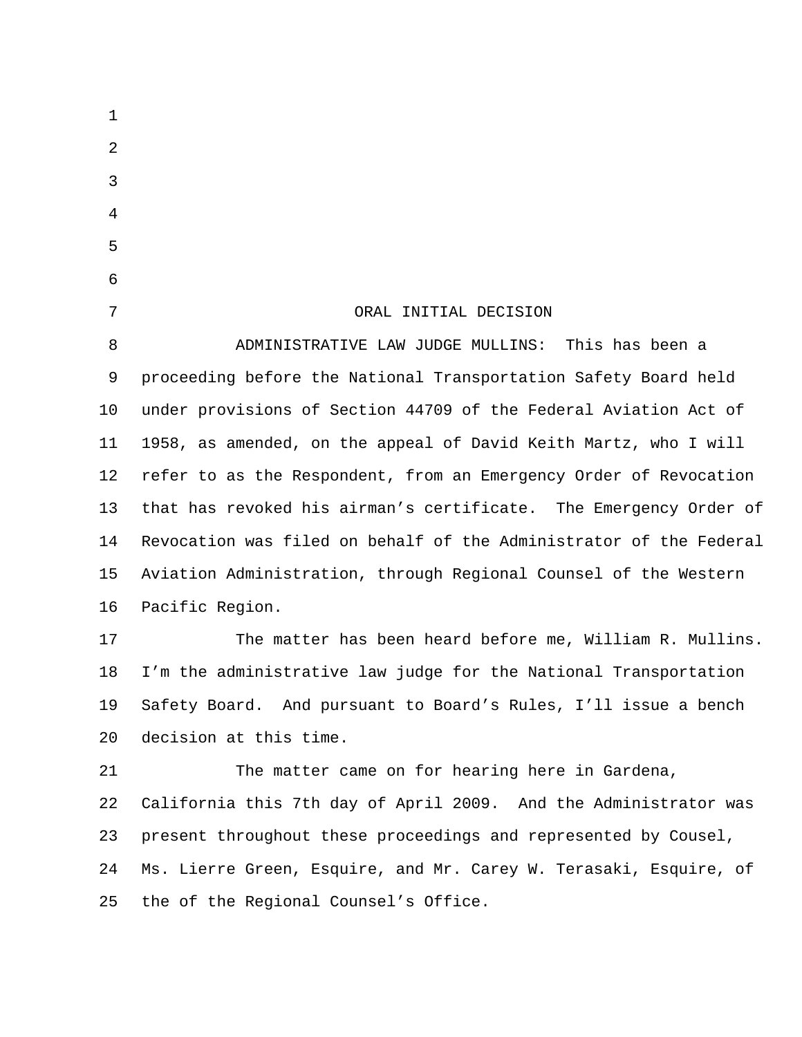# ORAL INITIAL DECISION

ADMINISTRATIVE LAW JUDGE MULLINS: This has been a proceeding before the National Transportation Safety Board held under provisions of Section 44709 of the Federal Aviation Act of 1958, as amended, on the appeal of David Keith Martz, who I will refer to as the Respondent, from an Emergency Order of Revocation that has revoked his airman's certificate. The Emergency Order of Revocation was filed on behalf of the Administrator of the Federal Aviation Administration, through Regional Counsel of the Western Pacific Region.

The matter has been heard before me, William R. Mullins. I'm the administrative law judge for the National Transportation Safety Board. And pursuant to Board's Rules, I'll issue a bench decision at this time.

The matter came on for hearing here in Gardena, California this 7th day of April 2009. And the Administrator was present throughout these proceedings and represented by Cousel, Ms. Lierre Green, Esquire, and Mr. Carey W. Terasaki, Esquire, of the of the Regional Counsel's Office.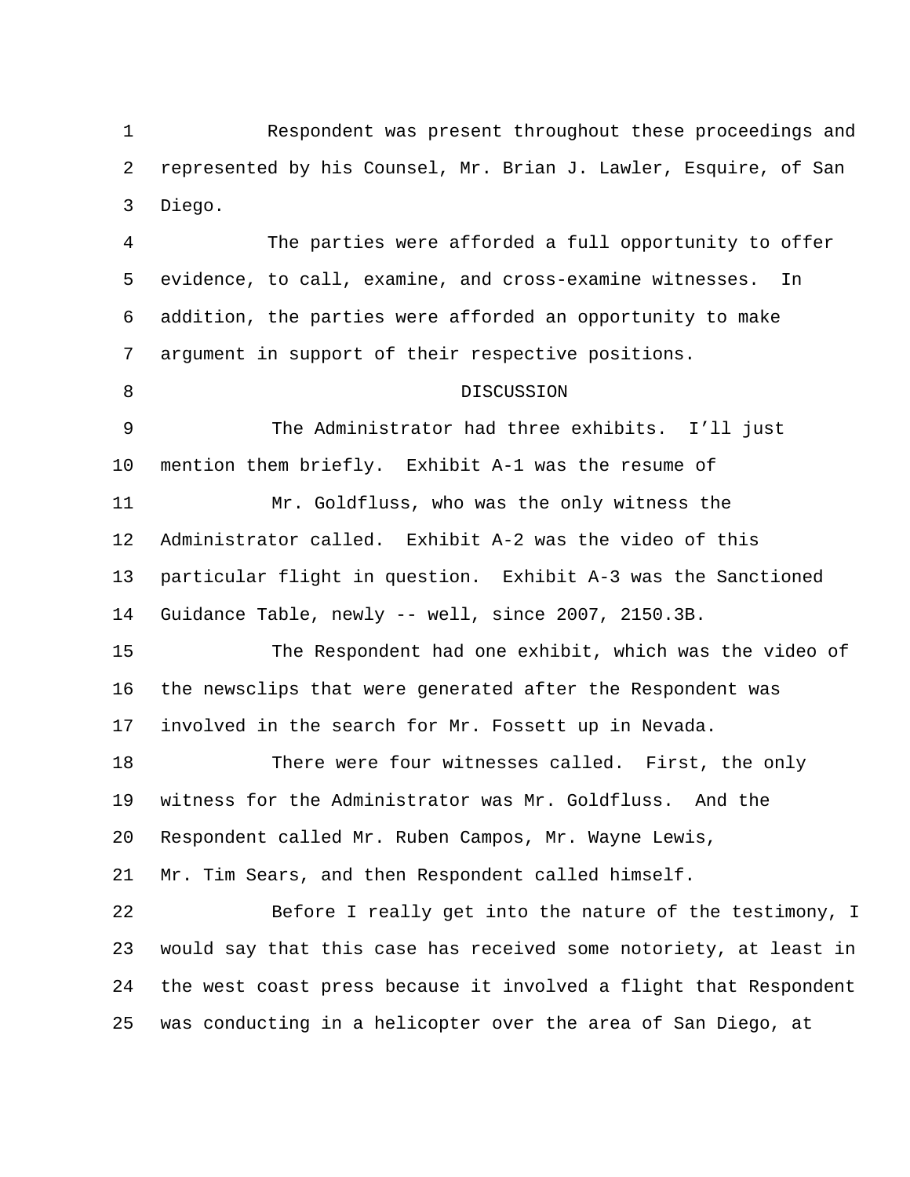Respondent was present throughout these proceedings and represented by his Counsel, Mr. Brian J. Lawler, Esquire, of San Diego.

The parties were afforded a full opportunity to offer evidence, to call, examine, and cross-examine witnesses. In addition, the parties were afforded an opportunity to make argument in support of their respective positions.

## DISCUSSION

The Administrator had three exhibits. I'll just mention them briefly. Exhibit A-1 was the resume of Mr. Goldfluss, who was the only witness the Administrator called. Exhibit A-2 was the video of this particular flight in question. Exhibit A-3 was the Sanctioned Guidance Table, newly -- well, since 2007, 2150.3B.

The Respondent had one exhibit, which was the video of the newsclips that were generated after the Respondent was involved in the search for Mr. Fossett up in Nevada.

There were four witnesses called. First, the only witness for the Administrator was Mr. Goldfluss. And the Respondent called Mr. Ruben Campos, Mr. Wayne Lewis, Mr. Tim Sears, and then Respondent called himself.

Before I really get into the nature of the testimony, I would say that this case has received some notoriety, at least in the west coast press because it involved a flight that Respondent was conducting in a helicopter over the area of San Diego, at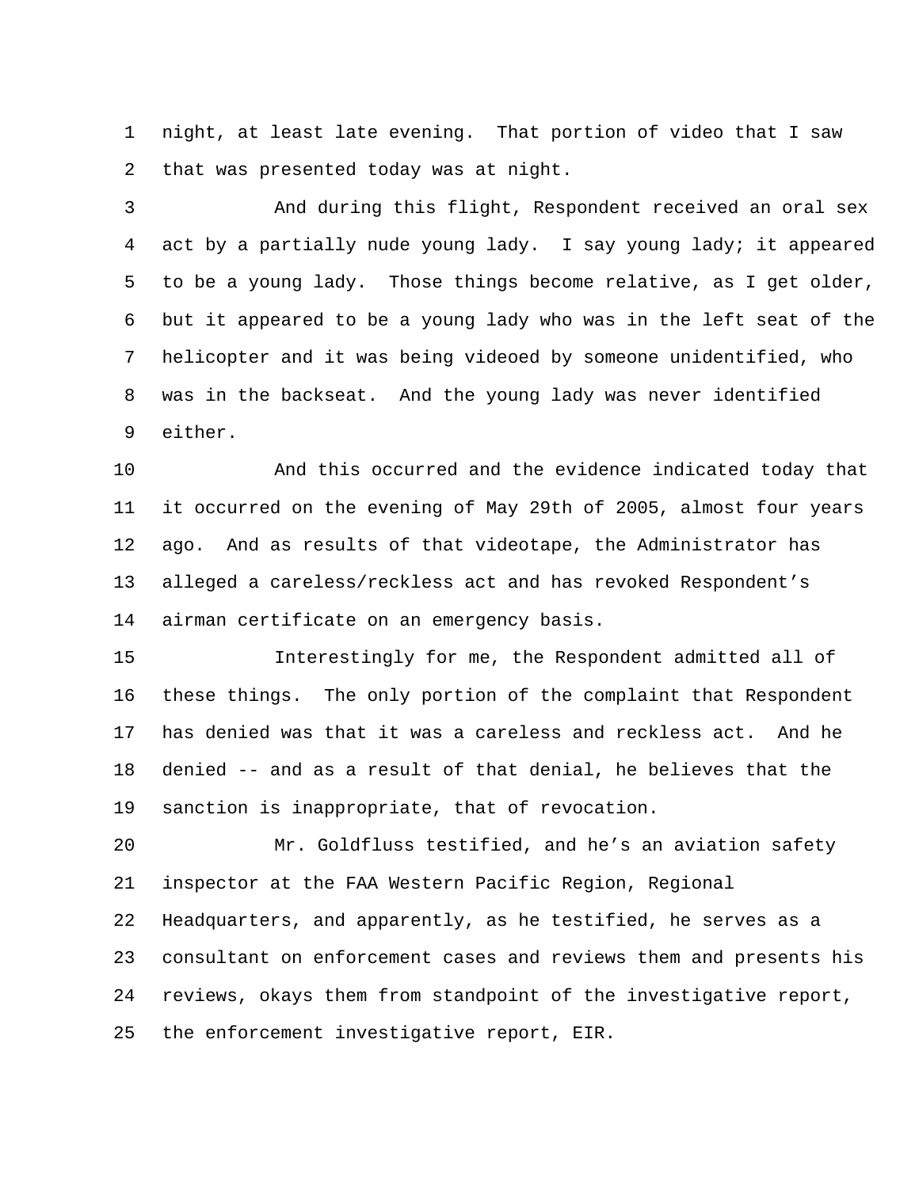night, at least late evening. That portion of video that I saw that was presented today was at night.

And during this flight, Respondent received an oral sex act by a partially nude young lady. I say young lady; it appeared to be a young lady. Those things become relative, as I get older, but it appeared to be a young lady who was in the left seat of the helicopter and it was being videoed by someone unidentified, who was in the backseat. And the young lady was never identified either.

And this occurred and the evidence indicated today that it occurred on the evening of May 29th of 2005, almost four years ago. And as results of that videotape, the Administrator has alleged a careless/reckless act and has revoked Respondent's airman certificate on an emergency basis.

Interestingly for me, the Respondent admitted all of these things. The only portion of the complaint that Respondent has denied was that it was a careless and reckless act. And he denied -- and as a result of that denial, he believes that the sanction is inappropriate, that of revocation.

Mr. Goldfluss testified, and he's an aviation safety inspector at the FAA Western Pacific Region, Regional Headquarters, and apparently, as he testified, he serves as a consultant on enforcement cases and reviews them and presents his reviews, okays them from standpoint of the investigative report, the enforcement investigative report, EIR.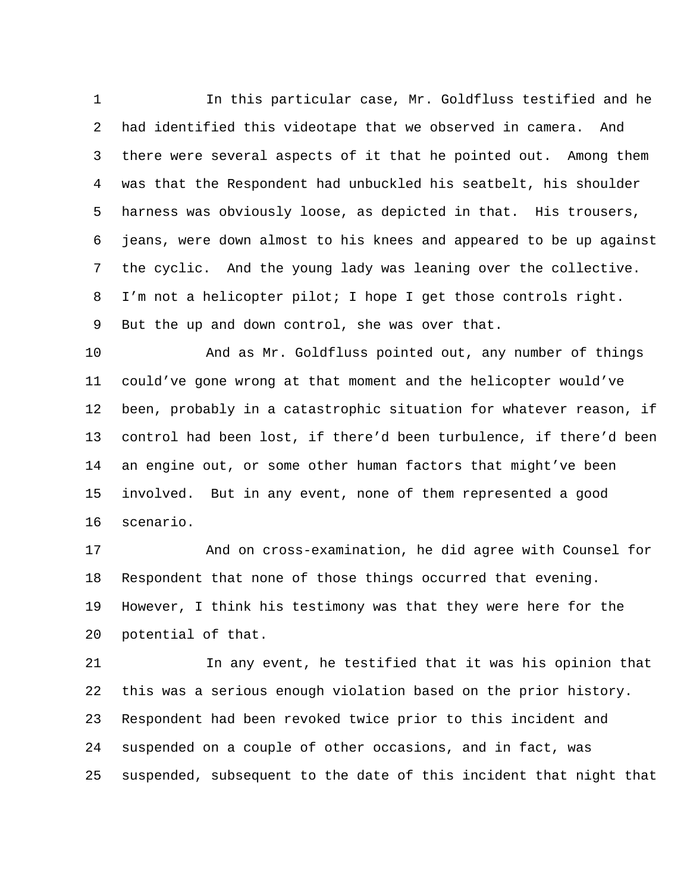In this particular case, Mr. Goldfluss testified and he had identified this videotape that we observed in camera. And there were several aspects of it that he pointed out. Among them was that the Respondent had unbuckled his seatbelt, his shoulder harness was obviously loose, as depicted in that. His trousers, jeans, were down almost to his knees and appeared to be up against the cyclic. And the young lady was leaning over the collective. I'm not a helicopter pilot; I hope I get those controls right. But the up and down control, she was over that.

And as Mr. Goldfluss pointed out, any number of things could've gone wrong at that moment and the helicopter would've been, probably in a catastrophic situation for whatever reason, if control had been lost, if there'd been turbulence, if there'd been an engine out, or some other human factors that might've been involved. But in any event, none of them represented a good scenario.

And on cross-examination, he did agree with Counsel for Respondent that none of those things occurred that evening. However, I think his testimony was that they were here for the potential of that.

In any event, he testified that it was his opinion that this was a serious enough violation based on the prior history. Respondent had been revoked twice prior to this incident and suspended on a couple of other occasions, and in fact, was suspended, subsequent to the date of this incident that night that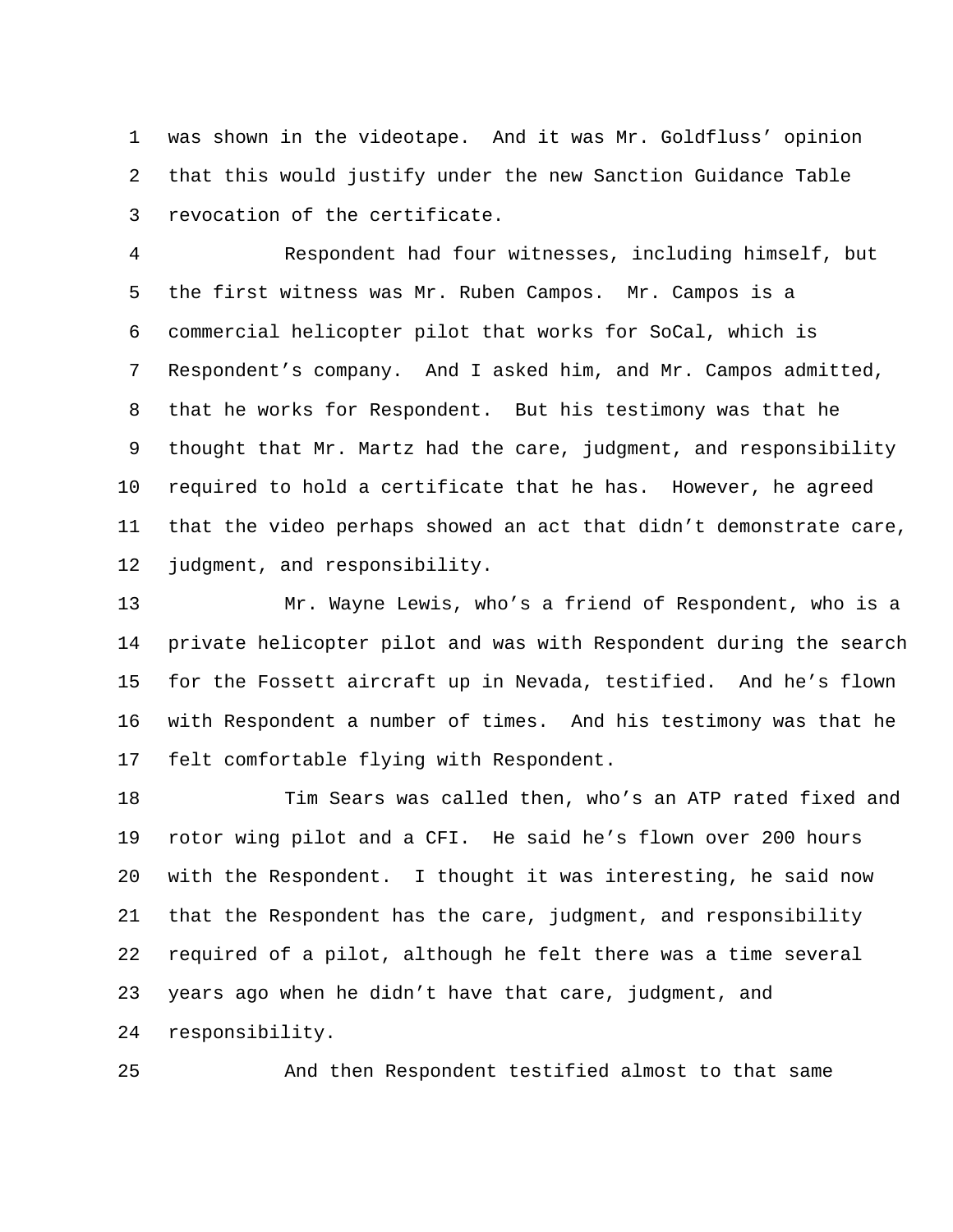was shown in the videotape. And it was Mr. Goldfluss' opinion that this would justify under the new Sanction Guidance Table revocation of the certificate.

Respondent had four witnesses, including himself, but the first witness was Mr. Ruben Campos. Mr. Campos is a commercial helicopter pilot that works for SoCal, which is Respondent's company. And I asked him, and Mr. Campos admitted, that he works for Respondent. But his testimony was that he thought that Mr. Martz had the care, judgment, and responsibility required to hold a certificate that he has. However, he agreed that the video perhaps showed an act that didn't demonstrate care, judgment, and responsibility.

Mr. Wayne Lewis, who's a friend of Respondent, who is a private helicopter pilot and was with Respondent during the search for the Fossett aircraft up in Nevada, testified. And he's flown with Respondent a number of times. And his testimony was that he felt comfortable flying with Respondent.

Tim Sears was called then, who's an ATP rated fixed and rotor wing pilot and a CFI. He said he's flown over 200 hours with the Respondent. I thought it was interesting, he said now that the Respondent has the care, judgment, and responsibility required of a pilot, although he felt there was a time several years ago when he didn't have that care, judgment, and responsibility.

And then Respondent testified almost to that same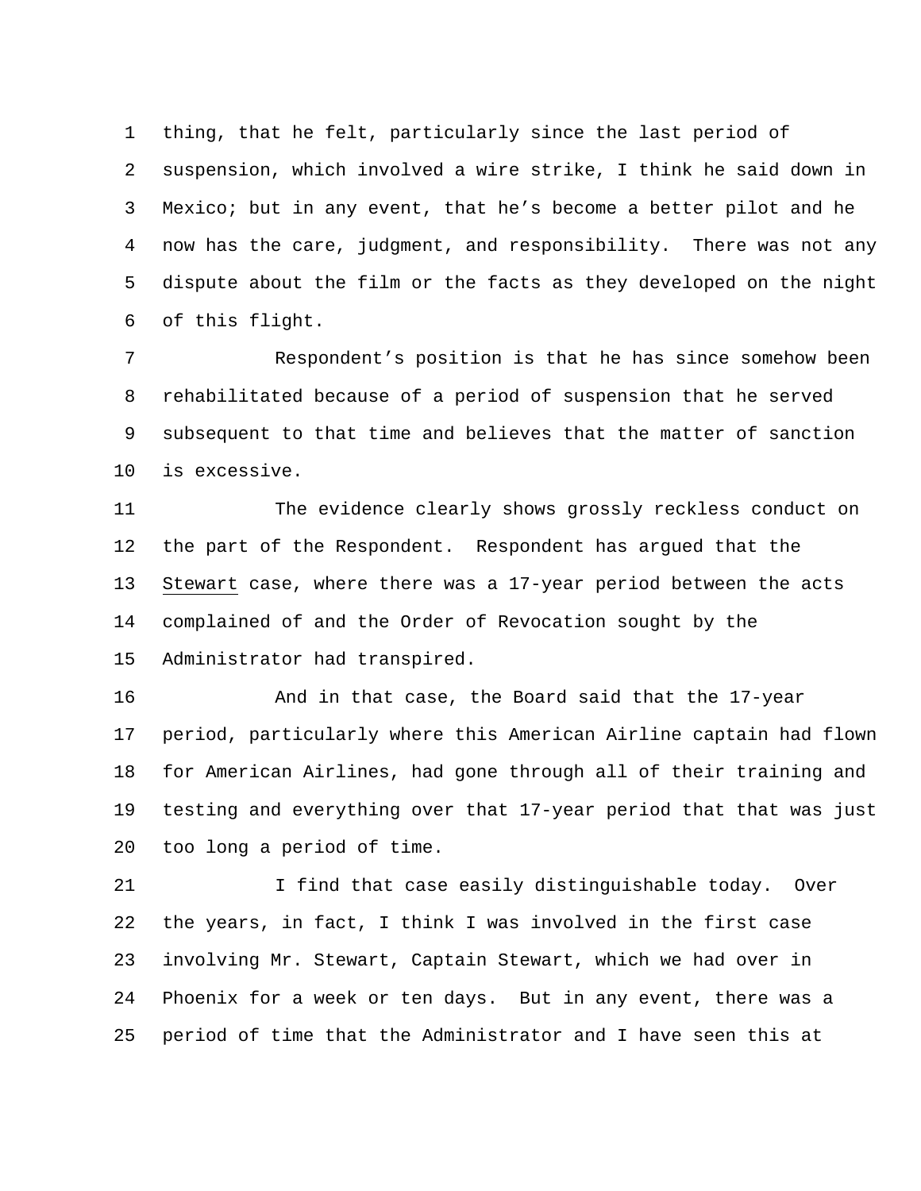thing, that he felt, particularly since the last period of suspension, which involved a wire strike, I think he said down in Mexico; but in any event, that he's become a better pilot and he now has the care, judgment, and responsibility. There was not any dispute about the film or the facts as they developed on the night of this flight.

Respondent's position is that he has since somehow been rehabilitated because of a period of suspension that he served subsequent to that time and believes that the matter of sanction is excessive.

The evidence clearly shows grossly reckless conduct on the part of the Respondent. Respondent has argued that the Stewart case, where there was a 17-year period between the acts complained of and the Order of Revocation sought by the Administrator had transpired.

And in that case, the Board said that the 17-year period, particularly where this American Airline captain had flown for American Airlines, had gone through all of their training and testing and everything over that 17-year period that that was just too long a period of time.

I find that case easily distinguishable today. Over the years, in fact, I think I was involved in the first case involving Mr. Stewart, Captain Stewart, which we had over in Phoenix for a week or ten days. But in any event, there was a period of time that the Administrator and I have seen this at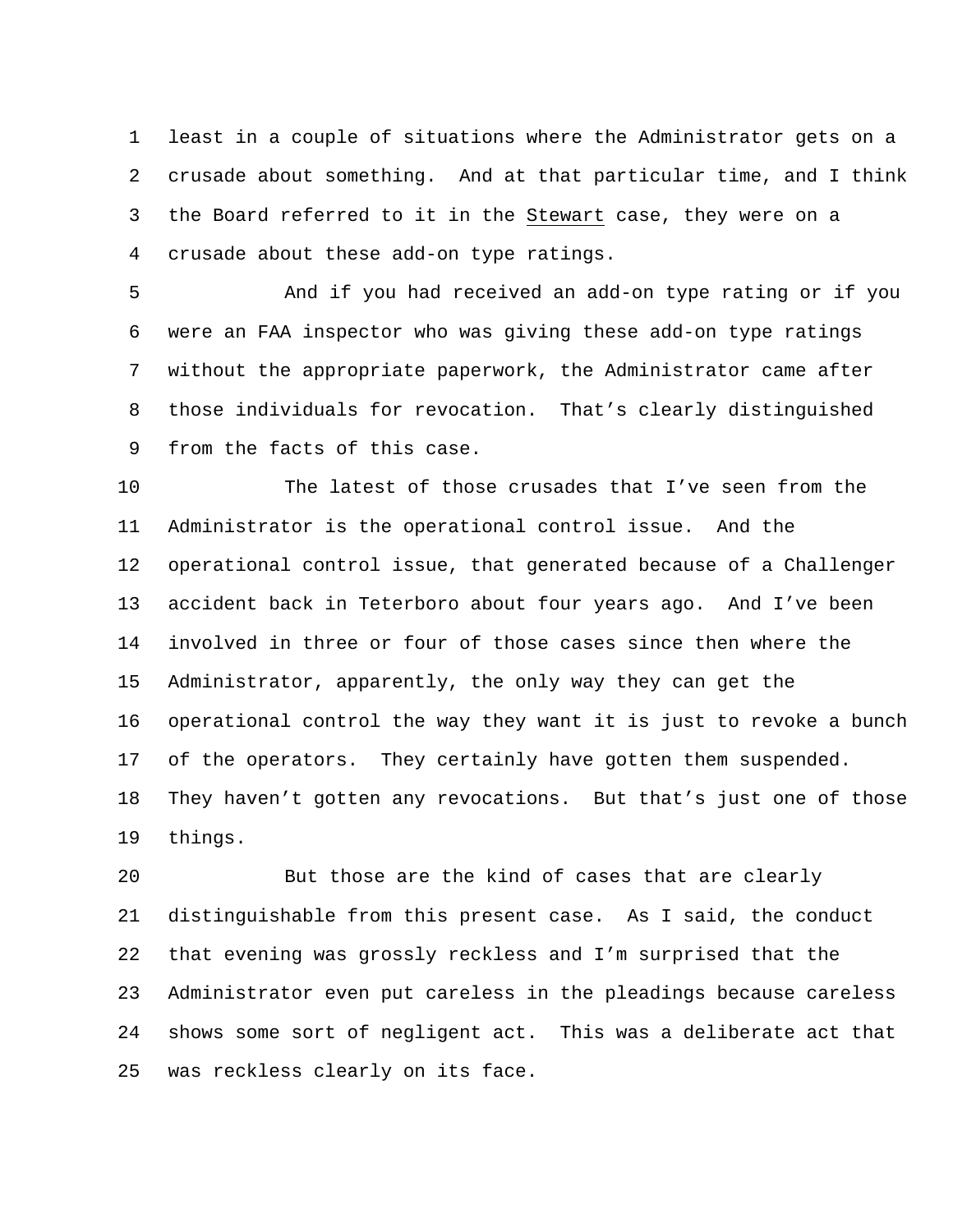least in a couple of situations where the Administrator gets on a crusade about something. And at that particular time, and I think the Board referred to it in the Stewart case, they were on a crusade about these add-on type ratings.

And if you had received an add-on type rating or if you were an FAA inspector who was giving these add-on type ratings without the appropriate paperwork, the Administrator came after those individuals for revocation. That's clearly distinguished from the facts of this case.

The latest of those crusades that I've seen from the Administrator is the operational control issue. And the operational control issue, that generated because of a Challenger accident back in Teterboro about four years ago. And I've been involved in three or four of those cases since then where the Administrator, apparently, the only way they can get the operational control the way they want it is just to revoke a bunch of the operators. They certainly have gotten them suspended. They haven't gotten any revocations. But that's just one of those things.

But those are the kind of cases that are clearly distinguishable from this present case. As I said, the conduct that evening was grossly reckless and I'm surprised that the Administrator even put careless in the pleadings because careless shows some sort of negligent act. This was a deliberate act that was reckless clearly on its face.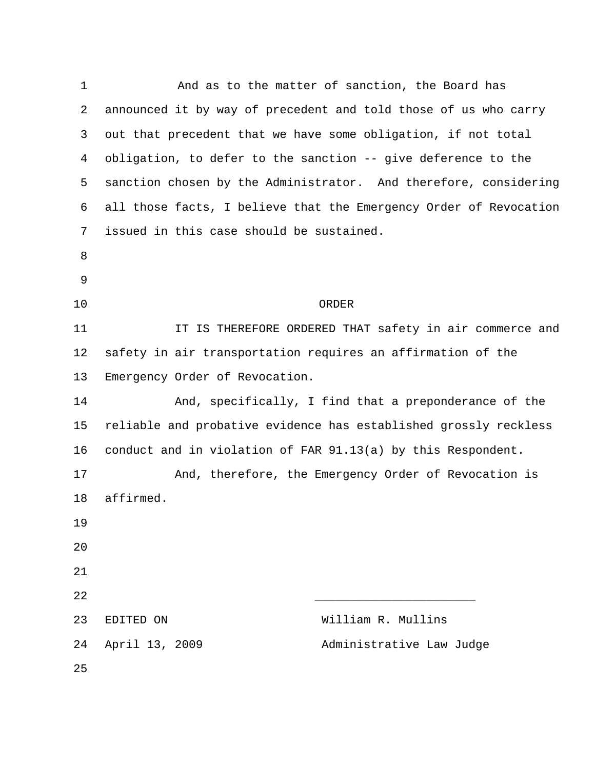And as to the matter of sanction, the Board has announced it by way of precedent and told those of us who carry out that precedent that we have some obligation, if not total obligation, to defer to the sanction -- give deference to the sanction chosen by the Administrator. And therefore, considering all those facts, I believe that the Emergency Order of Revocation issued in this case should be sustained.

## ORDER

IT IS THEREFORE ORDERED THAT safety in air commerce and safety in air transportation requires an affirmation of the Emergency Order of Revocation.

And, specifically, I find that a preponderance of the reliable and probative evidence has established grossly reckless conduct and in violation of FAR 91.13(a) by this Respondent.

And, therefore, the Emergency Order of Revocation is affirmed.

_______________________

EDITED ON
April 13, 2009

William R. Mullins
Administrative Law Judge